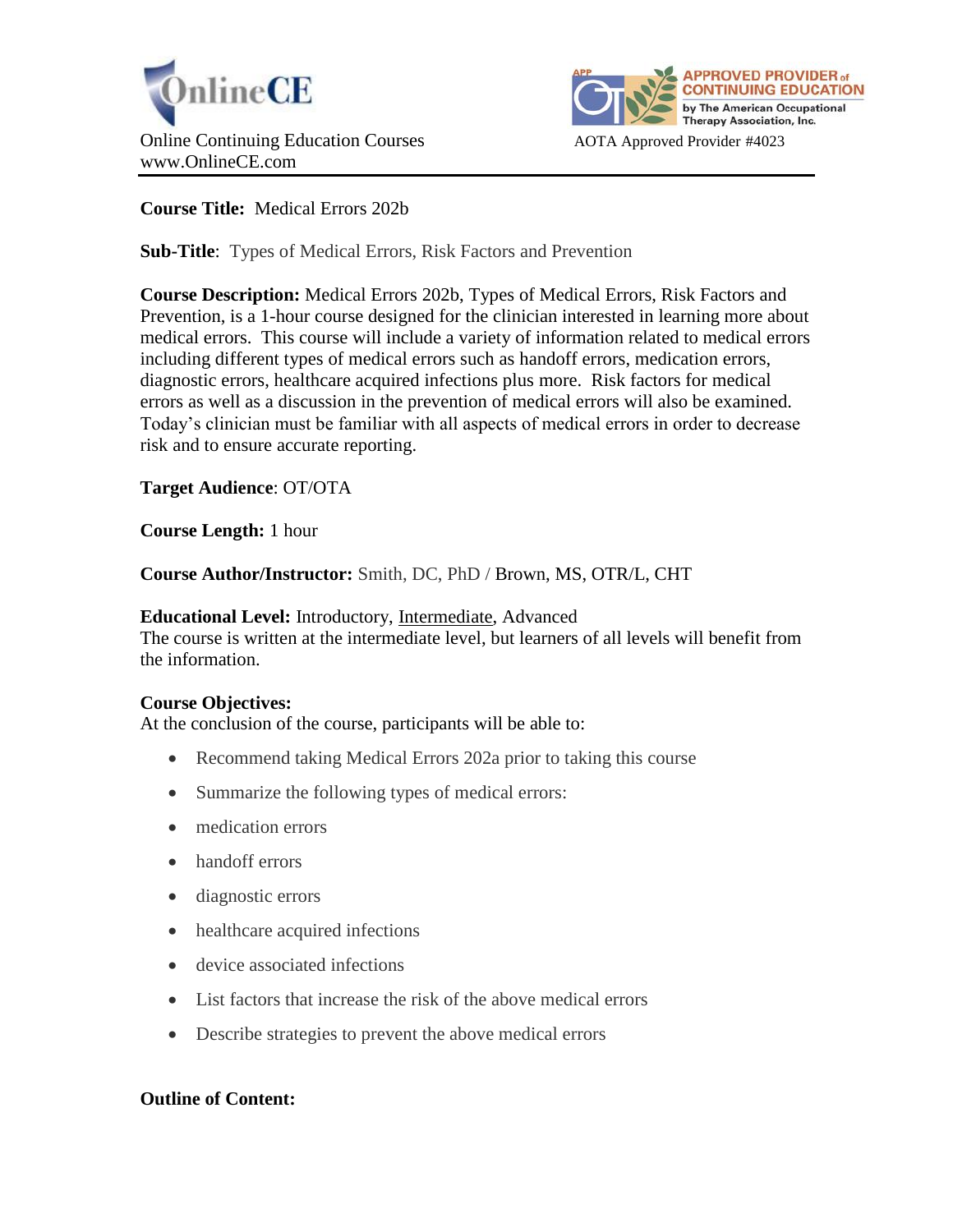OnlineCE

Online Continuing Education Courses
www.OnlineCE.com

APPROVED PROVIDER of CONTINUING EDUCATION by The American Occupational Therapy Association, Inc.

AOTA Approved Provider #4023

**Course Title:** Medical Errors 202b

**Sub-Title**: Types of Medical Errors, Risk Factors and Prevention

**Course Description:** Medical Errors 202b, Types of Medical Errors, Risk Factors and Prevention, is a 1-hour course designed for the clinician interested in learning more about medical errors. This course will include a variety of information related to medical errors including different types of medical errors such as handoff errors, medication errors, diagnostic errors, healthcare acquired infections plus more. Risk factors for medical errors as well as a discussion in the prevention of medical errors will also be examined. Today's clinician must be familiar with all aspects of medical errors in order to decrease risk and to ensure accurate reporting.

**Target Audience**: OT/OTA

**Course Length:** 1 hour

**Course Author/Instructor:** Smith, DC, PhD / Brown, MS, OTR/L, CHT

**Educational Level:** Introductory, <u>Intermediate</u>, Advanced
The course is written at the intermediate level, but learners of all levels will benefit from the information.

**Course Objectives:**
At the conclusion of the course, participants will be able to:

- Recommend taking Medical Errors 202a prior to taking this course
- Summarize the following types of medical errors:
- medication errors
- handoff errors
- diagnostic errors
- healthcare acquired infections
- device associated infections
- List factors that increase the risk of the above medical errors
- Describe strategies to prevent the above medical errors

**Outline of Content:**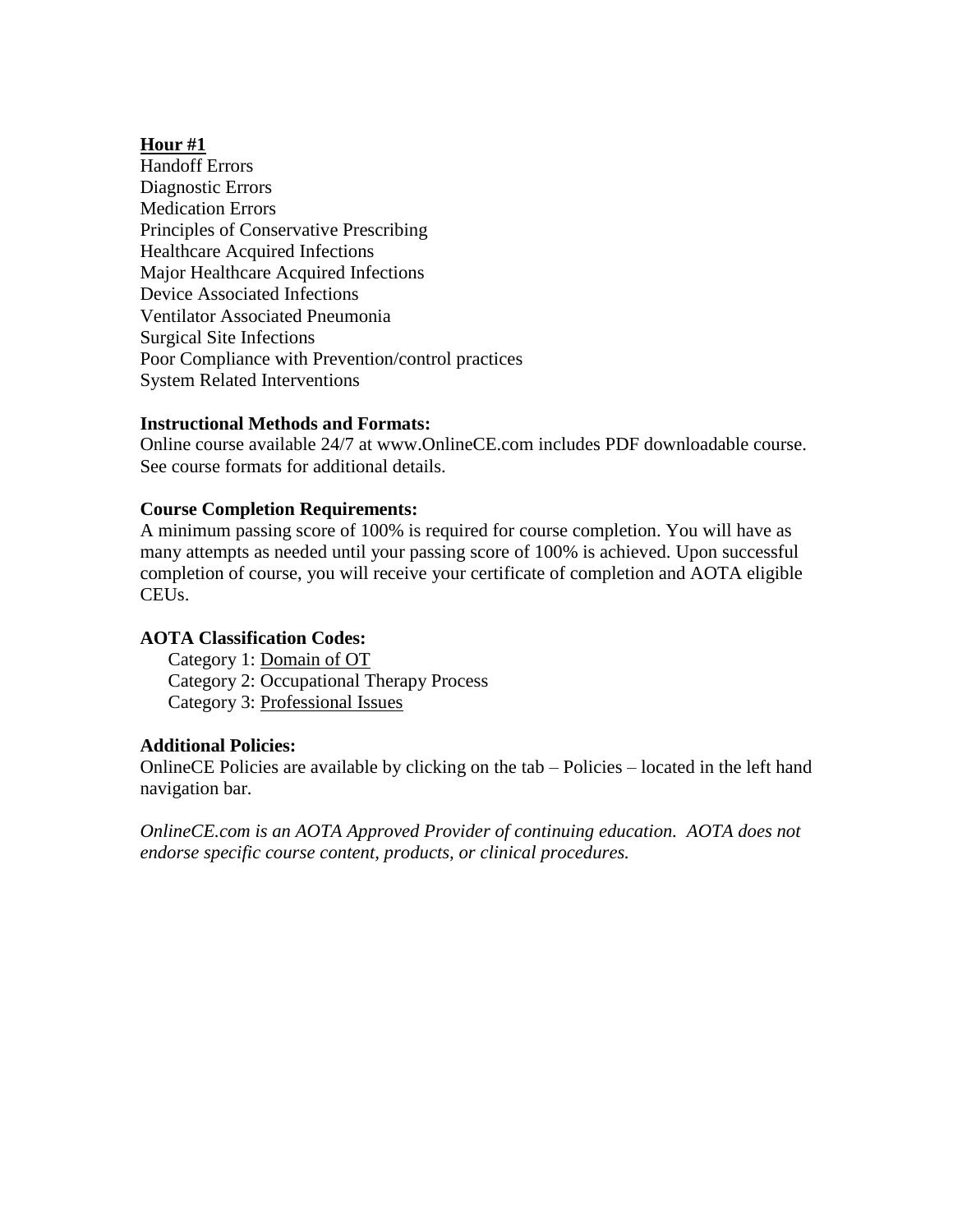**Hour #1**

Handoff Errors
Diagnostic Errors
Medication Errors
Principles of Conservative Prescribing
Healthcare Acquired Infections
Major Healthcare Acquired Infections
Device Associated Infections
Ventilator Associated Pneumonia
Surgical Site Infections
Poor Compliance with Prevention/control practices
System Related Interventions

**Instructional Methods and Formats:**

Online course available 24/7 at www.OnlineCE.com includes PDF downloadable course. See course formats for additional details.

**Course Completion Requirements:**

A minimum passing score of 100% is required for course completion. You will have as many attempts as needed until your passing score of 100% is achieved. Upon successful completion of course, you will receive your certificate of completion and AOTA eligible CEUs.

**AOTA Classification Codes:**

Category 1: Domain of OT
Category 2: Occupational Therapy Process
Category 3: Professional Issues

**Additional Policies:**

OnlineCE Policies are available by clicking on the tab – Policies – located in the left hand navigation bar.

*OnlineCE.com is an AOTA Approved Provider of continuing education. AOTA does not endorse specific course content, products, or clinical procedures.*